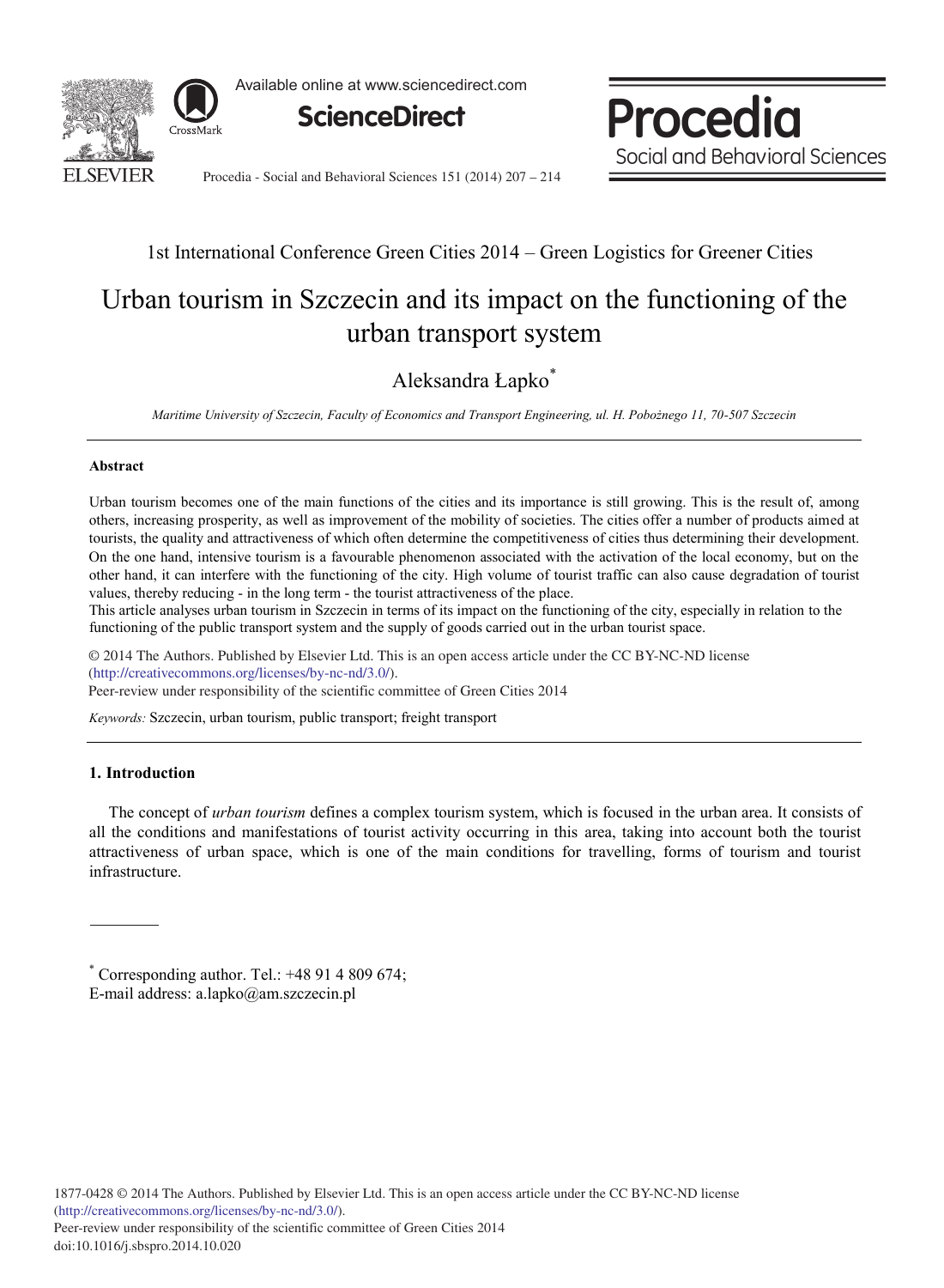1st International Conference Green Cities 2014 – Green Logistics for Greener Cities

# Urban tourism in Szczecin and its impact on the functioning of the urban transport system

Aleksandra Łapko*

*Maritime University of Szczecin, Faculty of Economics and Transport Engineering, ul. H. Pobożnego 11, 70-507 Szczecin*

---

**Abstract**

Urban tourism becomes one of the main functions of the cities and its importance is still growing. This is the result of, among others, increasing prosperity, as well as improvement of the mobility of societies. The cities offer a number of products aimed at tourists, the quality and attractiveness of which often determine the competitiveness of cities thus determining their development. On the one hand, intensive tourism is a favourable phenomenon associated with the activation of the local economy, but on the other hand, it can interfere with the functioning of the city. High volume of tourist traffic can also cause degradation of tourist values, thereby reducing - in the long term - the tourist attractiveness of the place.

This article analyses urban tourism in Szczecin in terms of its impact on the functioning of the city, especially in relation to the functioning of the public transport system and the supply of goods carried out in the urban tourist space.

© 2014 The Authors. Published by Elsevier Ltd. This is an open access article under the CC BY-NC-ND license (http://creativecommons.org/licenses/by-nc-nd/3.0/).
Peer-review under responsibility of the scientific committee of Green Cities 2014

*Keywords:* Szczecin, urban tourism, public transport; freight transport

---

## 1. Introduction

The concept of *urban tourism* defines a complex tourism system, which is focused in the urban area. It consists of all the conditions and manifestations of tourist activity occurring in this area, taking into account both the tourist attractiveness of urban space, which is one of the main conditions for travelling, forms of tourism and tourist infrastructure.

---

\* Corresponding author. Tel.: +48 91 4 809 674;
E-mail address: a.lapko@am.szczecin.pl

1877-0428 © 2014 The Authors. Published by Elsevier Ltd. This is an open access article under the CC BY-NC-ND license (http://creativecommons.org/licenses/by-nc-nd/3.0/).
Peer-review under responsibility of the scientific committee of Green Cities 2014
doi:10.1016/j.sbspro.2014.10.020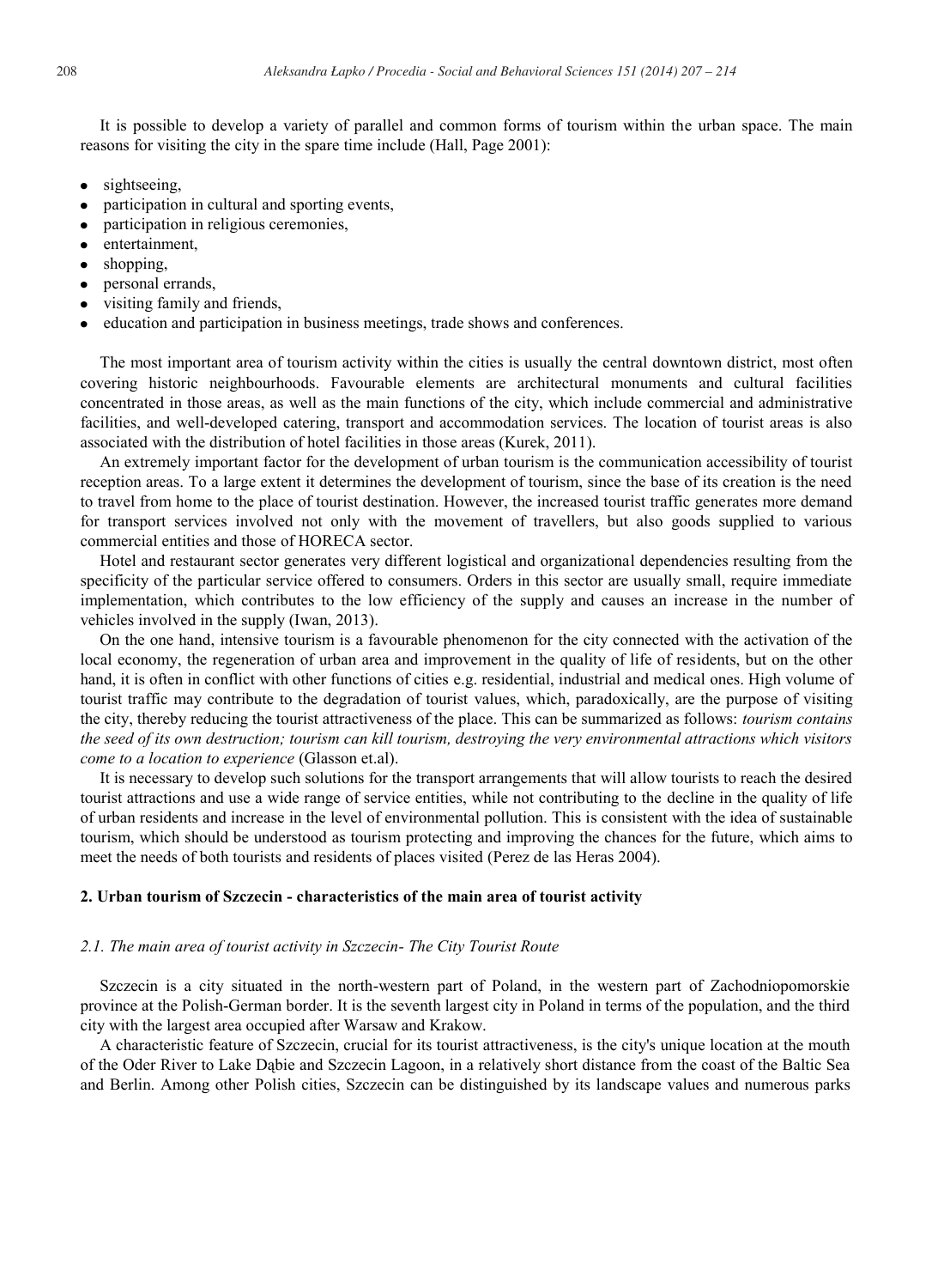It is possible to develop a variety of parallel and common forms of tourism within the urban space. The main reasons for visiting the city in the spare time include (Hall, Page 2001):

- sightseeing,
- participation in cultural and sporting events,
- participation in religious ceremonies,
- entertainment,
- shopping,
- personal errands,
- visiting family and friends,
- education and participation in business meetings, trade shows and conferences.

The most important area of tourism activity within the cities is usually the central downtown district, most often covering historic neighbourhoods. Favourable elements are architectural monuments and cultural facilities concentrated in those areas, as well as the main functions of the city, which include commercial and administrative facilities, and well-developed catering, transport and accommodation services. The location of tourist areas is also associated with the distribution of hotel facilities in those areas (Kurek, 2011).

An extremely important factor for the development of urban tourism is the communication accessibility of tourist reception areas. To a large extent it determines the development of tourism, since the base of its creation is the need to travel from home to the place of tourist destination. However, the increased tourist traffic generates more demand for transport services involved not only with the movement of travellers, but also goods supplied to various commercial entities and those of HORECA sector.

Hotel and restaurant sector generates very different logistical and organizational dependencies resulting from the specificity of the particular service offered to consumers. Orders in this sector are usually small, require immediate implementation, which contributes to the low efficiency of the supply and causes an increase in the number of vehicles involved in the supply (Iwan, 2013).

On the one hand, intensive tourism is a favourable phenomenon for the city connected with the activation of the local economy, the regeneration of urban area and improvement in the quality of life of residents, but on the other hand, it is often in conflict with other functions of cities e.g. residential, industrial and medical ones. High volume of tourist traffic may contribute to the degradation of tourist values, which, paradoxically, are the purpose of visiting the city, thereby reducing the tourist attractiveness of the place. This can be summarized as follows: *tourism contains the seed of its own destruction; tourism can kill tourism, destroying the very environmental attractions which visitors come to a location to experience* (Glasson et.al).

It is necessary to develop such solutions for the transport arrangements that will allow tourists to reach the desired tourist attractions and use a wide range of service entities, while not contributing to the decline in the quality of life of urban residents and increase in the level of environmental pollution. This is consistent with the idea of sustainable tourism, which should be understood as tourism protecting and improving the chances for the future, which aims to meet the needs of both tourists and residents of places visited (Perez de las Heras 2004).

## 2. Urban tourism of Szczecin - characteristics of the main area of tourist activity

### *2.1. The main area of tourist activity in Szczecin- The City Tourist Route*

Szczecin is a city situated in the north-western part of Poland, in the western part of Zachodniopomorskie province at the Polish-German border. It is the seventh largest city in Poland in terms of the population, and the third city with the largest area occupied after Warsaw and Krakow.

A characteristic feature of Szczecin, crucial for its tourist attractiveness, is the city's unique location at the mouth of the Oder River to Lake Dąbie and Szczecin Lagoon, in a relatively short distance from the coast of the Baltic Sea and Berlin. Among other Polish cities, Szczecin can be distinguished by its landscape values and numerous parks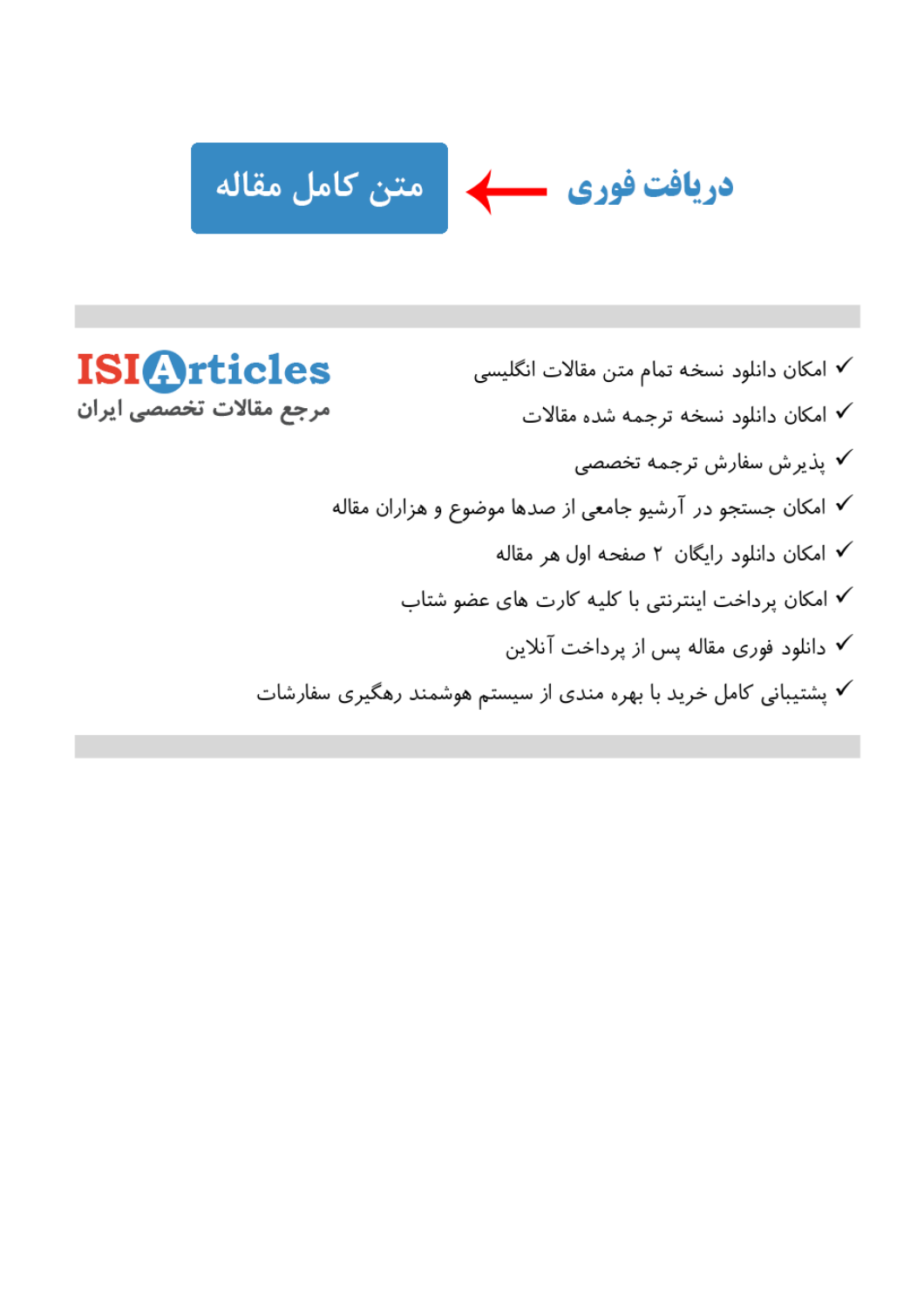دریافت فوری ← متن کامل مقاله

**ISIArticles**
مرجع مقالات تخصصی ایران

- ✓ امکان دانلود نسخه تمام متن مقالات انگلیسی
- ✓ امکان دانلود نسخه ترجمه شده مقالات
- ✓ پذیرش سفارش ترجمه تخصصی
- ✓ امکان جستجو در آرشیو جامعی از صدها موضوع و هزاران مقاله
- ✓ امکان دانلود رایگان ۲ صفحه اول هر مقاله
- ✓ امکان پرداخت اینترنتی با کلیه کارت های عضو شتاب
- ✓ دانلود فوری مقاله پس از پرداخت آنلاین
- ✓ پشتیبانی کامل خرید با بهره مندی از سیستم هوشمند رهگیری سفارشات